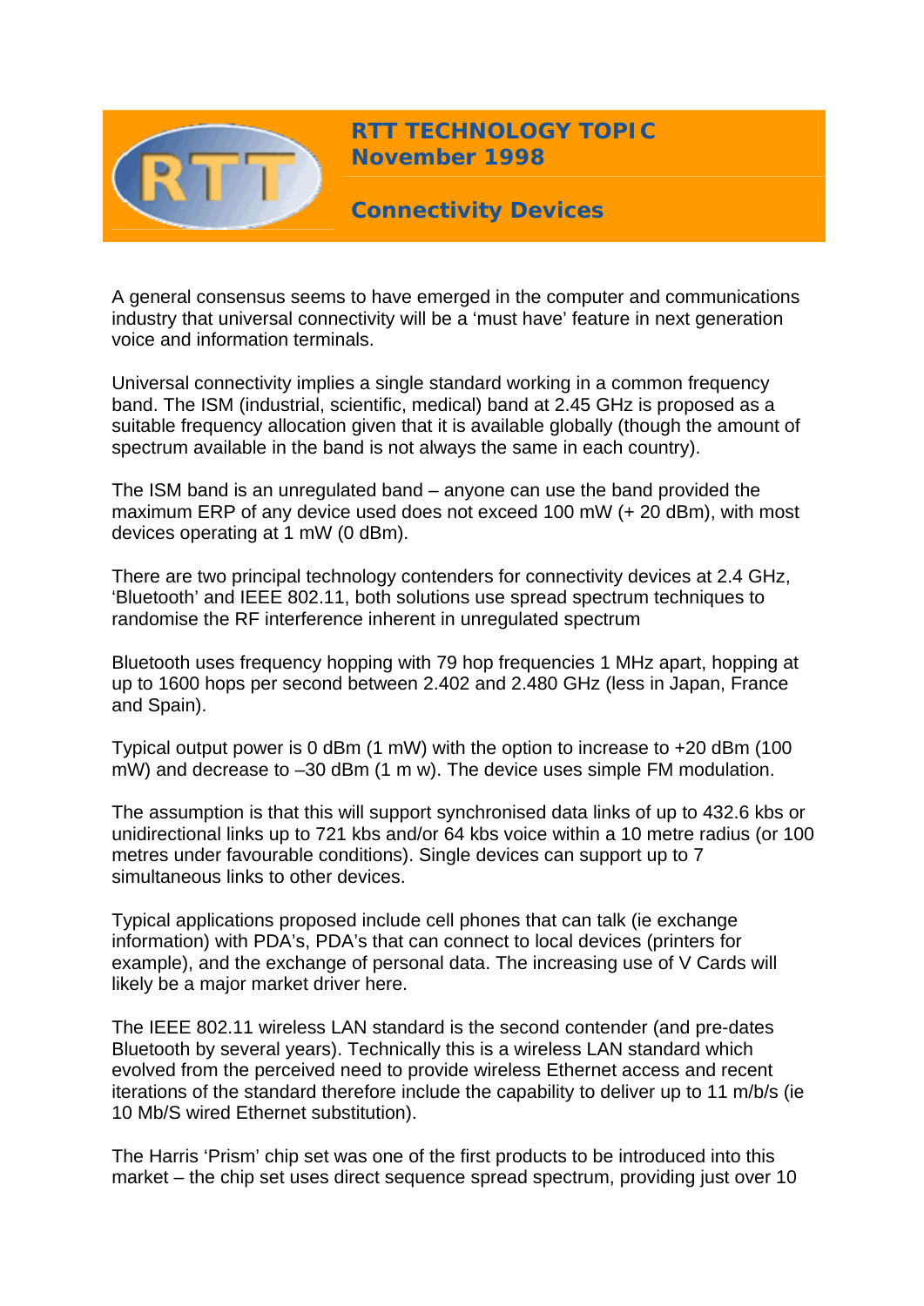# RTT TECHNOLOGY TOPIC November 1998

## Connectivity Devices

A general consensus seems to have emerged in the computer and communications industry that universal connectivity will be a 'must have' feature in next generation voice and information terminals.

Universal connectivity implies a single standard working in a common frequency band. The ISM (industrial, scientific, medical) band at 2.45 GHz is proposed as a suitable frequency allocation given that it is available globally (though the amount of spectrum available in the band is not always the same in each country).

The ISM band is an unregulated band – anyone can use the band provided the maximum ERP of any device used does not exceed 100 mW (+ 20 dBm), with most devices operating at 1 mW (0 dBm).

There are two principal technology contenders for connectivity devices at 2.4 GHz, 'Bluetooth' and IEEE 802.11, both solutions use spread spectrum techniques to randomise the RF interference inherent in unregulated spectrum

Bluetooth uses frequency hopping with 79 hop frequencies 1 MHz apart, hopping at up to 1600 hops per second between 2.402 and 2.480 GHz (less in Japan, France and Spain).

Typical output power is 0 dBm (1 mW) with the option to increase to +20 dBm (100 mW) and decrease to –30 dBm (1 m w). The device uses simple FM modulation.

The assumption is that this will support synchronised data links of up to 432.6 kbs or unidirectional links up to 721 kbs and/or 64 kbs voice within a 10 metre radius (or 100 metres under favourable conditions). Single devices can support up to 7 simultaneous links to other devices.

Typical applications proposed include cell phones that can talk (ie exchange information) with PDA's, PDA's that can connect to local devices (printers for example), and the exchange of personal data. The increasing use of V Cards will likely be a major market driver here.

The IEEE 802.11 wireless LAN standard is the second contender (and pre-dates Bluetooth by several years). Technically this is a wireless LAN standard which evolved from the perceived need to provide wireless Ethernet access and recent iterations of the standard therefore include the capability to deliver up to 11 m/b/s (ie 10 Mb/S wired Ethernet substitution).

The Harris 'Prism' chip set was one of the first products to be introduced into this market – the chip set uses direct sequence spread spectrum, providing just over 10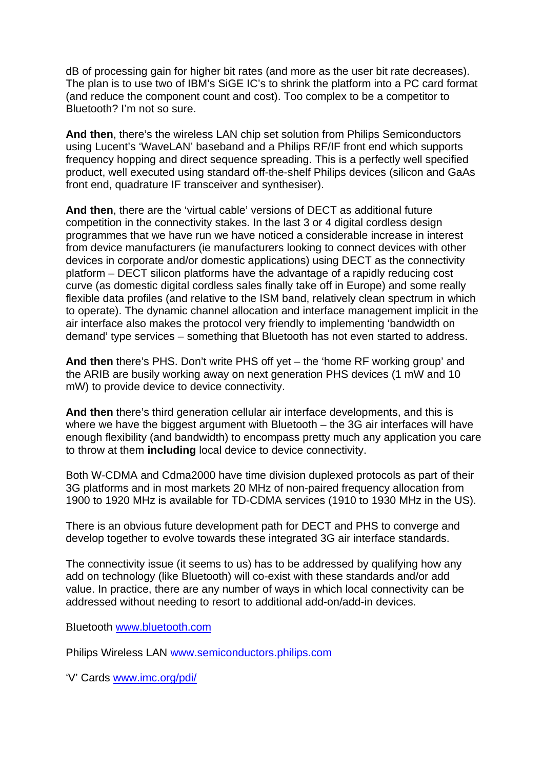dB of processing gain for higher bit rates (and more as the user bit rate decreases). The plan is to use two of IBM's SiGE IC's to shrink the platform into a PC card format (and reduce the component count and cost). Too complex to be a competitor to Bluetooth? I'm not so sure.

**And then**, there's the wireless LAN chip set solution from Philips Semiconductors using Lucent's 'WaveLAN' baseband and a Philips RF/IF front end which supports frequency hopping and direct sequence spreading. This is a perfectly well specified product, well executed using standard off-the-shelf Philips devices (silicon and GaAs front end, quadrature IF transceiver and synthesiser).

**And then**, there are the 'virtual cable' versions of DECT as additional future competition in the connectivity stakes. In the last 3 or 4 digital cordless design programmes that we have run we have noticed a considerable increase in interest from device manufacturers (ie manufacturers looking to connect devices with other devices in corporate and/or domestic applications) using DECT as the connectivity platform – DECT silicon platforms have the advantage of a rapidly reducing cost curve (as domestic digital cordless sales finally take off in Europe) and some really flexible data profiles (and relative to the ISM band, relatively clean spectrum in which to operate). The dynamic channel allocation and interface management implicit in the air interface also makes the protocol very friendly to implementing 'bandwidth on demand' type services – something that Bluetooth has not even started to address.

**And then** there's PHS. Don't write PHS off yet – the 'home RF working group' and the ARIB are busily working away on next generation PHS devices (1 mW and 10 mW) to provide device to device connectivity.

**And then** there's third generation cellular air interface developments, and this is where we have the biggest argument with Bluetooth – the 3G air interfaces will have enough flexibility (and bandwidth) to encompass pretty much any application you care to throw at them **including** local device to device connectivity.

Both W-CDMA and Cdma2000 have time division duplexed protocols as part of their 3G platforms and in most markets 20 MHz of non-paired frequency allocation from 1900 to 1920 MHz is available for TD-CDMA services (1910 to 1930 MHz in the US).

There is an obvious future development path for DECT and PHS to converge and develop together to evolve towards these integrated 3G air interface standards.

The connectivity issue (it seems to us) has to be addressed by qualifying how any add on technology (like Bluetooth) will co-exist with these standards and/or add value. In practice, there are any number of ways in which local connectivity can be addressed without needing to resort to additional add-on/add-in devices.

Bluetooth www.bluetooth.com

Philips Wireless LAN www.semiconductors.philips.com

'V' Cards www.imc.org/pdi/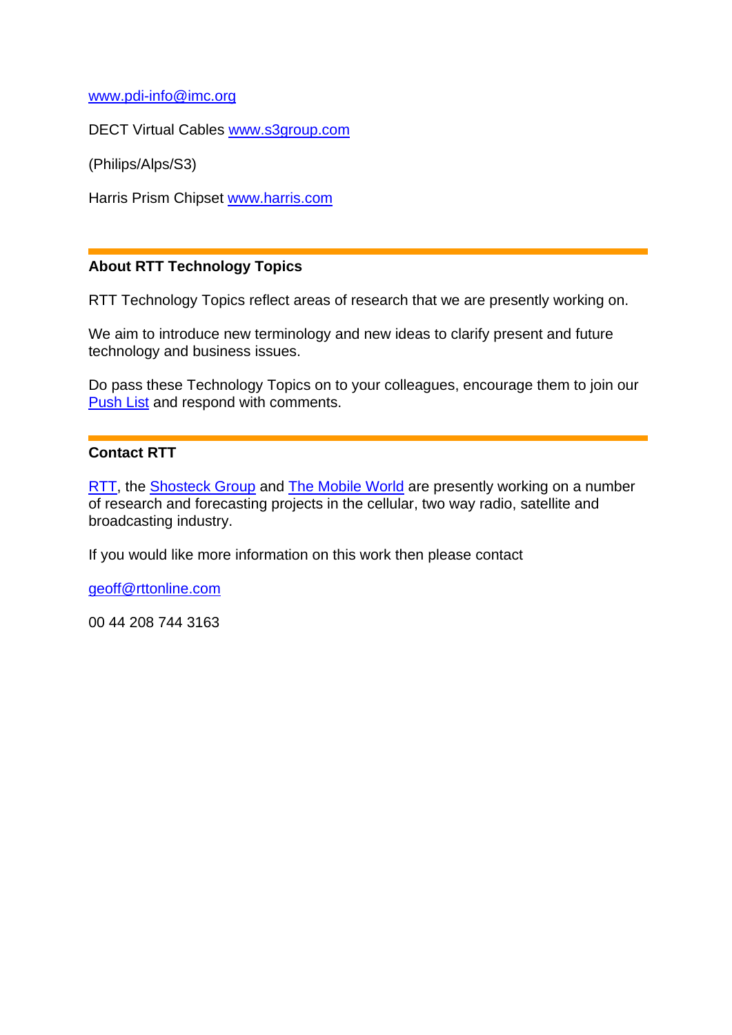www.pdi-info@imc.org

DECT Virtual Cables www.s3group.com

(Philips/Alps/S3)

Harris Prism Chipset www.harris.com

---

**About RTT Technology Topics**

RTT Technology Topics reflect areas of research that we are presently working on.

We aim to introduce new terminology and new ideas to clarify present and future technology and business issues.

Do pass these Technology Topics on to your colleagues, encourage them to join our Push List and respond with comments.

---

**Contact RTT**

RTT, the Shosteck Group and The Mobile World are presently working on a number of research and forecasting projects in the cellular, two way radio, satellite and broadcasting industry.

If you would like more information on this work then please contact

geoff@rttonline.com

00 44 208 744 3163